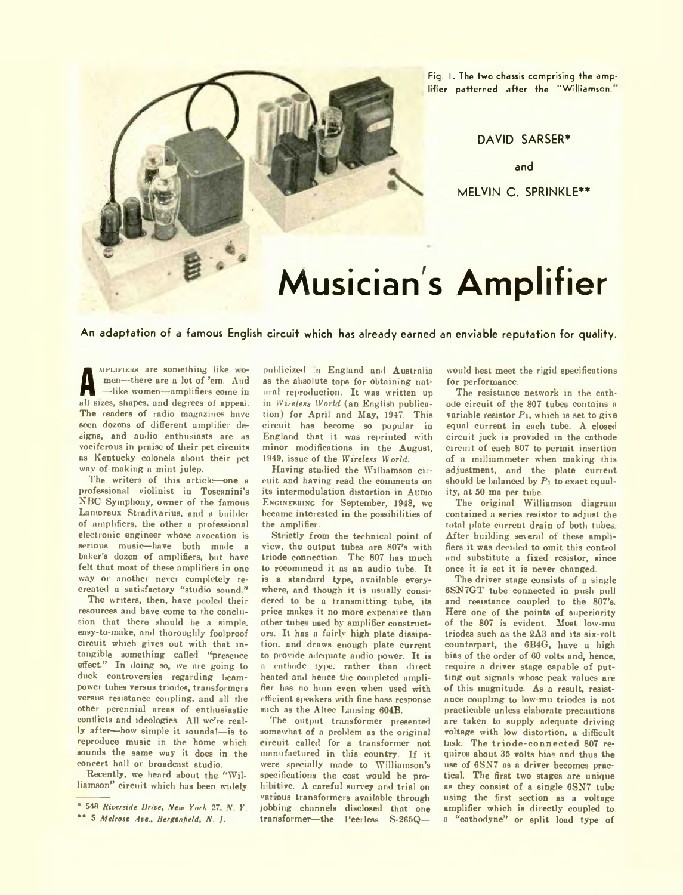Fig. 1. The two chassis comprising the amplifier patterned after the "Williamson."

DAVID SARSER*

and

MELVIN C. SPRINKLE**

# Musician's Amplifier

**An adaptation of a famous English circuit which has already earned an enviable reputation for quality.**

AMPLIFIERS are something like women—there are a lot of 'em. And—like women—amplifiers come in all sizes, shapes, and degrees of appeal. The readers of radio magazines have seen dozens of different amplifier designs, and audio enthusiasts are as vociferous in praise of their pet circuits as Kentucky colonels about their pet way of making a mint julep.

The writers of this article—one a professional violinist in Toscanini's NBC Symphony, owner of the famous Lamoreux Stradivarius, and a builder of amplifiers, the other a professional electronic engineer whose avocation is serious music—have both made a baker's dozen of amplifiers, but have felt that most of these amplifiers in one way or another never completely recreated a satisfactory "studio sound."

The writers, then, have pooled their resources and have come to the conclusion that there should be a simple, easy-to-make, and thoroughly foolproof circuit which gives out with that intangible something called "presence effect." In doing so, we are going to duck controversies regarding beam-power tubes versus triodes, transformers versus resistance coupling, and all the other perennial areas of enthusiastic conflicts and ideologies. All we're really after—how simple it sounds!—is to reproduce music in the home which sounds the same way it does in the concert hall or broadcast studio.

Recently, we heard about the "Williamson" circuit which has been widely publicized in England and Australia as the absolute tops for obtaining natural reproduction. It was written up in *Wireless World* (an English publication) for April and May, 1947. This circuit has become so popular in England that it was reprinted with minor modifications in the August, 1949, issue of the *Wireless World*.

Having studied the Williamson circuit and having read the comments on its intermodulation distortion in AUDIO ENGINEERING for September, 1948, we became interested in the possibilities of the amplifier.

Strictly from the technical point of view, the output tubes are 807's with triode connection. The 807 has much to recommend it as an audio tube. It is a standard type, available everywhere, and though it is usually considered to be a transmitting tube, its price makes it no more expensive than other tubes used by amplifier constructors. It has a fairly high plate dissipation, and draws enough plate current to provide adequate audio power. It is a cathode type, rather than direct heated and hence the completed amplifier has no hum even when used with efficient speakers with fine bass response such as the Altec Lansing 604B.

The output transformer presented somewhat of a problem as the original circuit called for a transformer not manufactured in this country. If it were specially made to Williamson's specifications the cost would be prohibitive. A careful survey and trial on various transformers available through jobbing channels disclosed that one transformer—the Peerless S-265Q—would best meet the rigid specifications for performance.

The resistance network in the cathode circuit of the 807 tubes contains a variable resistor $P_1$, which is set to give equal current in each tube. A closed circuit jack is provided in the cathode circuit of each 807 to permit insertion of a milliammeter when making this adjustment, and the plate current should be balanced by $P_1$ to exact equality, at 50 ma per tube.

The original Williamson diagram contained a series resistor to adjust the total plate current drain of both tubes. After building several of these amplifiers it was decided to omit this control and substitute a fixed resistor, since once it is set it is never changed.

The driver stage consists of a single 6SN7GT tube connected in push pull and resistance coupled to the 807's. Here one of the points of superiority of the 807 is evident. Most low-mu triodes such as the 2A3 and its six-volt counterpart, the 6B4G, have a high bias of the order of 60 volts and, hence, require a driver stage capable of putting out signals whose peak values are of this magnitude. As a result, resistance coupling to low-mu triodes is not practicable unless elaborate precautions are taken to supply adequate driving voltage with low distortion, a difficult task. The triode-connected 807 requires about 35 volts bias and thus the use of 6SN7 as a driver becomes practical. The first two stages are unique as they consist of a single 6SN7 tube using the first section as a voltage amplifier which is directly coupled to a "cathodyne" or split load type of

---

\* *548 Riverside Drive, New York 27, N. Y.*

\*\* *5 Melrose Ave., Bergenfield, N. J.*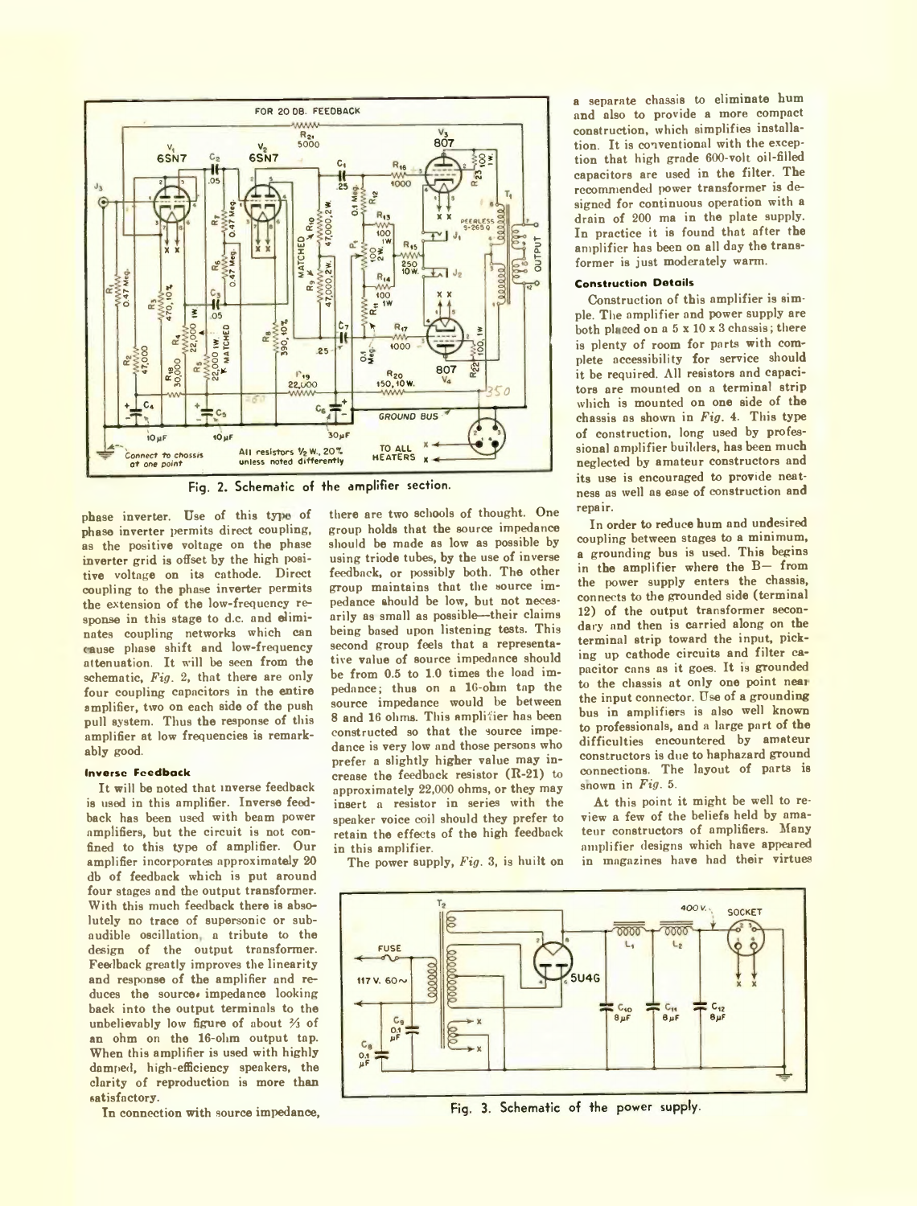Fig. 2. Schematic of the amplifier section.

phase inverter. Use of this type of phase inverter permits direct coupling, as the positive voltage on the phase inverter grid is offset by the high positive voltage on its cathode. Direct coupling to the phase inverter permits the extension of the low-frequency response in this stage to d.c. and eliminates coupling networks which can cause phase shift and low-frequency attenuation. It will be seen from the schematic, *Fig*. 2, that there are only four coupling capacitors in the entire amplifier, two on each side of the push pull system. Thus the response of this amplifier at low frequencies is remarkably good.

#### Inverse Feedback

It will be noted that inverse feedback is used in this amplifier. Inverse feedback has been used with beam power amplifiers, but the circuit is not confined to this type of amplifier. Our amplifier incorporates approximately 20 db of feedback which is put around four stages and the output transformer. With this much feedback there is absolutely no trace of supersonic or subaudible oscillation, a tribute to the design of the output transformer. Feedback greatly improves the linearity and response of the amplifier and reduces the source impedance looking back into the output terminals to the unbelievably low figure of about ⅔ of an ohm on the 16-ohm output tap. When this amplifier is used with highly damped, high-efficiency speakers, the clarity of reproduction is more than satisfactory.

In connection with source impedance, there are two schools of thought. One group holds that the source impedance should be made as low as possible by using triode tubes, by the use of inverse feedback, or possibly both. The other group maintains that the source impedance should be low, but not necessarily as small as possible—their claims being based upon listening tests. This second group feels that a representative value of source impedance should be from 0.5 to 1.0 times the load impedance; thus on a 16-ohm tap the source impedance would be between 8 and 16 ohms. This amplifier has been constructed so that the source impedance is very low and those persons who prefer a slightly higher value may increase the feedback resistor (R-21) to approximately 22,000 ohms, or they may insert a resistor in series with the speaker voice coil should they prefer to retain the effects of the high feedback in this amplifier.

The power supply, *Fig*. 3, is built on a separate chassis to eliminate hum and also to provide a more compact construction, which simplifies installation. It is conventional with the exception that high grade 600-volt oil-filled capacitors are used in the filter. The recommended power transformer is designed for continuous operation with a drain of 200 ma in the plate supply. In practice it is found that after the amplifier has been on all day the transformer is just moderately warm.

#### Construction Details

Construction of this amplifier is simple. The amplifier and power supply are both placed on a 5 x 10 x 3 chassis; there is plenty of room for parts with complete accessibility for service should it be required. All resistors and capacitors are mounted on a terminal strip which is mounted on one side of the chassis as shown in *Fig*. 4. This type of construction, long used by professional amplifier builders, has been much neglected by amateur constructors and its use is encouraged to provide neatness as well as ease of construction and repair.

In order to reduce hum and undesired coupling between stages to a minimum, a grounding bus is used. This begins in the amplifier where the B− from the power supply enters the chassis, connects to the grounded side (terminal 12) of the output transformer secondary and then is carried along on the terminal strip toward the input, picking up cathode circuits and filter capacitor cans as it goes. It is grounded to the chassis at only one point near the input connector. Use of a grounding bus in amplifiers is also well known to professionals, and a large part of the difficulties encountered by amateur constructors is due to haphazard ground connections. The layout of parts is shown in *Fig*. 5.

At this point it might be well to review a few of the beliefs held by amateur constructors of amplifiers. Many amplifier designs which have appeared in magazines have had their virtues

Fig. 3. Schematic of the power supply.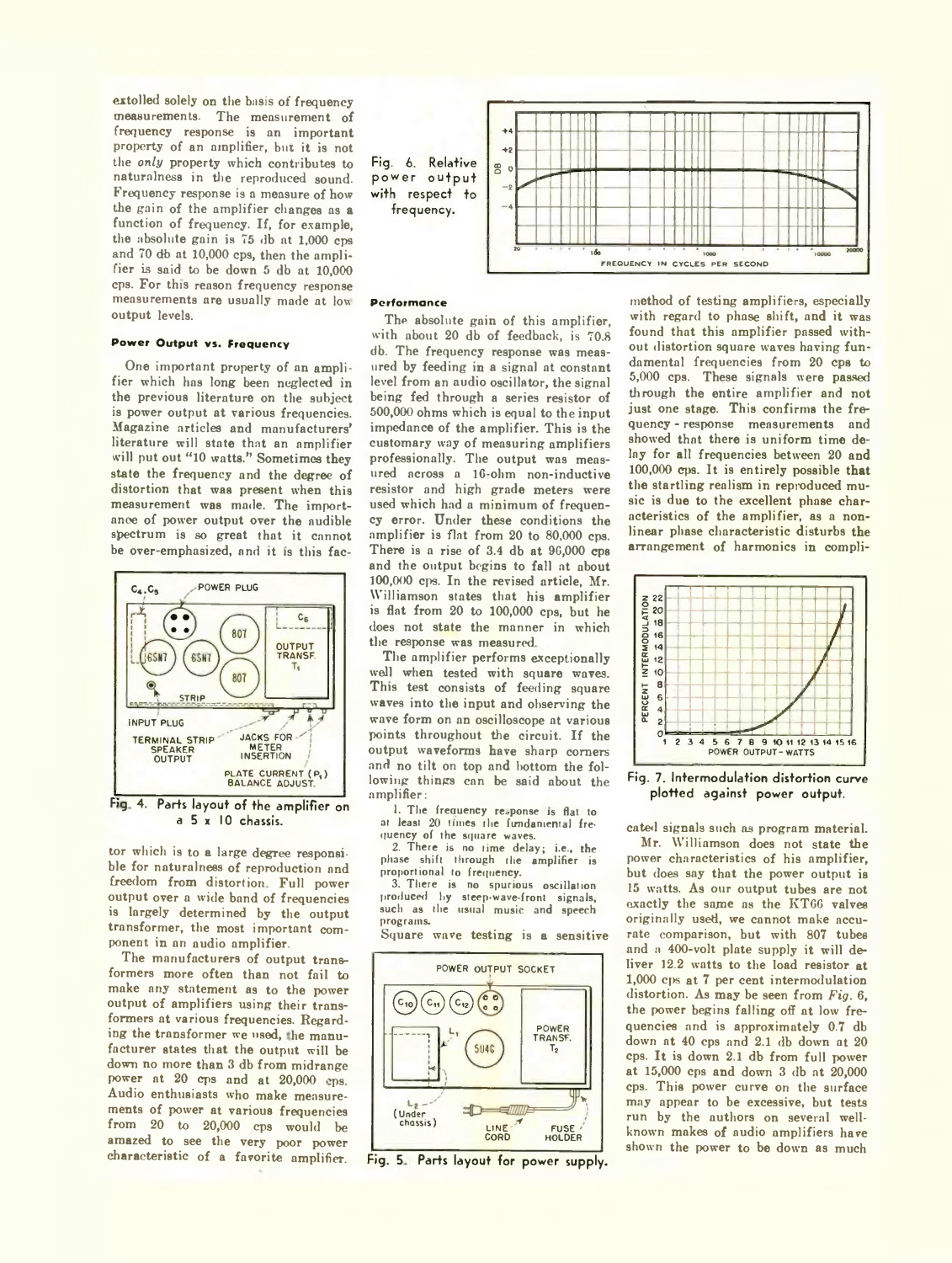extolled solely on the basis of frequency measurements. The measurement of frequency response is an important property of an amplifier, but it is not the *only* property which contributes to naturalness in the reproduced sound. Frequency response is a measure of how the gain of the amplifier changes as a function of frequency. If, for example, the absolute gain is 75 db at 1,000 cps and 70 db at 10,000 cps, then the amplifier is said to be down 5 db at 10,000 cps. For this reason frequency response measurements are usually made at low output levels.

#### Power Output vs. Frequency

One important property of an amplifier which has long been neglected in the previous literature on the subject is power output at various frequencies. Magazine articles and manufacturers' literature will state that an amplifier will put out "10 watts." Sometimes they state the frequency and the degree of distortion that was present when this measurement was made. The importance of power output over the audible spectrum is so great that it cannot be over-emphasized, and it is this factor which is to a large degree responsible for naturalness of reproduction and freedom from distortion. Full power output over a wide band of frequencies is largely determined by the output transformer, the most important component in an audio amplifier.

Fig. 4. Parts layout of the amplifier on a 5 x 10 chassis.

The manufacturers of output transformers more often than not fail to make any statement as to the power output of amplifiers using their transformers at various frequencies. Regarding the transformer we used, the manufacturer states that the output will be down no more than 3 db from midrange power at 20 cps and at 20,000 cps. Audio enthusiasts who make measurements of power at various frequencies from 20 to 20,000 cps would be amazed to see the very poor power characteristic of a favorite amplifier.

Fig. 6. Relative power output with respect to frequency.

#### Performance

The absolute gain of this amplifier, with about 20 db of feedback, is 70.8 db. The frequency response was measured by feeding in a signal at constant level from an audio oscillator, the signal being fed through a series resistor of 500,000 ohms which is equal to the input impedance of the amplifier. This is the customary way of measuring amplifiers professionally. The output was measured across a 16-ohm non-inductive resistor and high grade meters were used which had a minimum of frequency error. Under these conditions the amplifier is flat from 20 to 80,000 cps. There is a rise of 3.4 db at 96,000 cps and the output begins to fall at about 100,000 cps. In the revised article, Mr. Williamson states that his amplifier is flat from 20 to 100,000 cps, but he does not state the manner in which the response was measured.

The amplifier performs exceptionally well when tested with square waves. This test consists of feeding square waves into the input and observing the wave form on an oscilloscope at various points throughout the circuit. If the output waveforms have sharp corners and no tilt on top and bottom the following things can be said about the amplifier:

1. The frequency response is flat to at least 20 times the fundamental frequency of the square waves.
2. There is no time delay; i.e., the phase shift through the amplifier is proportional to frequency.
3. There is no spurious oscillation produced by steep-wave-front signals, such as the usual music and speech programs.

Square wave testing is a sensitive method of testing amplifiers, especially with regard to phase shift, and it was found that this amplifier passed without distortion square waves having fundamental frequencies from 20 cps to 5,000 cps. These signals were passed through the entire amplifier and not just one stage. This confirms the frequency-response measurements and showed that there is uniform time delay for all frequencies between 20 and 100,000 cps. It is entirely possible that the startling realism in reproduced music is due to the excellent phase characteristics of the amplifier, as a non-linear phase characteristic disturbs the arrangement of harmonics in complicated signals such as program material.

Fig. 5. Parts layout for power supply.

Fig. 7. Intermodulation distortion curve plotted against power output.

Mr. Williamson does not state the power characteristics of his amplifier, but does say that the power output is 15 watts. As our output tubes are not exactly the same as the KT66 valves originally used, we cannot make accurate comparison, but with 807 tubes and a 400-volt plate supply it will deliver 12.2 watts to the load resistor at 1,000 cps at 7 per cent intermodulation distortion. As may be seen from *Fig. 6*, the power begins falling off at low frequencies and is approximately 0.7 db down at 40 cps and 2.1 db down at 20 cps. It is down 2.1 db from full power at 15,000 cps and down 3 db at 20,000 cps. This power curve on the surface may appear to be excessive, but tests run by the authors on several well-known makes of audio amplifiers have shown the power to be down as much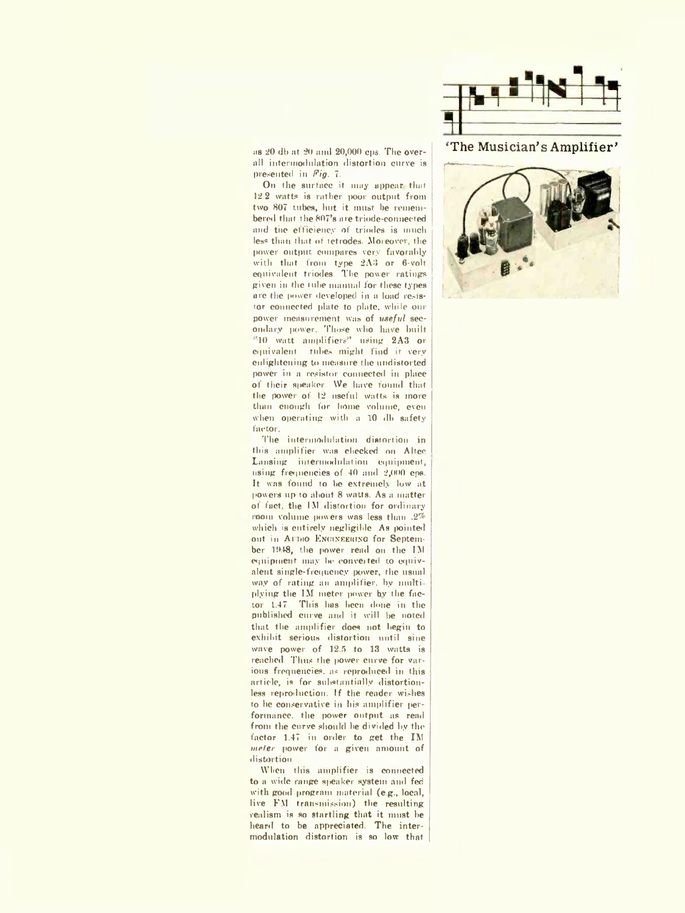as 20 db at 20 and 20,000 cps. The overall intermodulation distortion curve is presented in *Fig. 7*.

On the surface it may appear that 12.2 watts is rather poor output from two 807 tubes, but it must be remembered that the 807's are triode-connected and the efficiency of triodes is much less than that of tetrodes. Moreover, the power output compares very favorably with that from type 2A3 or 6-volt equivalent triodes. The power ratings given in the tube manual for these types are the power developed in a load resistor connected plate to plate, while our power measurement was of *useful* secondary power. Those who have built "10 watt amplifiers" using 2A3 or equivalent tubes might find it very enlightening to measure the undistorted power in a resistor connected in place of their speaker. We have found that the power of 12 useful watts is more than enough for home volume, even when operating with a 10 db safety factor.

The intermodulation distortion in this amplifier was checked on Altec Lansing intermodulation equipment, using frequencies of 40 and 2,000 cps. It was found to be extremely low at powers up to about 8 watts. As a matter of fact, the IM distortion for ordinary room volume powers was less than .2% which is entirely negligible. As pointed out in AUDIO ENGINEERING for September 1948, the power read on the IM equipment may be converted to equivalent single-frequency power, the usual way of rating an amplifier, by multiplying the IM meter power by the factor 1.47. This has been done in the published curve and it will be noted that the amplifier does not begin to exhibit serious distortion until sine wave power of 12.5 to 13 watts is reached. Thus the power curve for various frequencies, as reproduced in this article, is for substantially distortionless reproduction. If the reader wishes to be conservative in his amplifier performance, the power output as read from the curve should be divided by the factor 1.47 in order to get the IM *meter* power for a given amount of distortion.

When this amplifier is connected to a wide range speaker system and fed with good program material (e.g., local, live FM transmission) the resulting realism is so startling that it must be heard to be appreciated. The intermodulation distortion is so low that

'The Musician's Amplifier'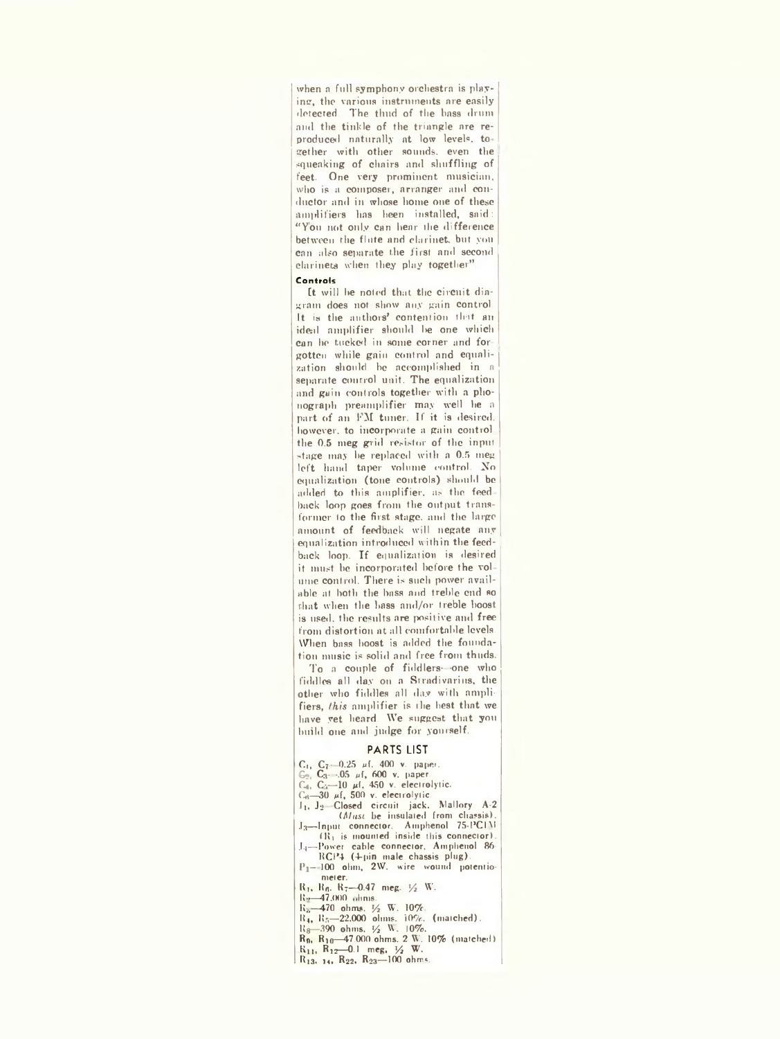when a full symphony orchestra is playing, the various instruments are easily detected. The thud of the bass drum and the tinkle of the triangle are reproduced naturally at low levels, together with other sounds, even the squeaking of chairs and shuffling of feet. One very prominent musician, who is a composer, arranger and conductor and in whose home one of these amplifiers has been installed, said: "You not only can hear the difference between the flute and clarinet, but you can also separate the first and second clarinets when they play together."

**Controls**

It will be noted that the circuit diagram does not show any gain control. It is the authors' contention that an ideal amplifier should be one which can be tucked in some corner and forgotten while gain control and equalization should be accomplished in a separate control unit. The equalization and gain controls together with a phonograph preamplifier may well be a part of an FM tuner. If it is desired, however, to incorporate a gain control the 0.5 meg grid resistor of the input stage may be replaced with a 0.5 meg left hand taper volume control. No equalization (tone controls) should be added to this amplifier, as the feedback loop goes from the output transformer to the first stage, and the large amount of feedback will negate any equalization introduced within the feedback loop. If equalization is desired it must be incorporated before the volume control. There is such power available at both the bass and treble end so that when the bass and/or treble boost is used, the results are positive and free from distortion at all comfortable levels. When bass boost is added the foundation music is solid and free from thuds.

To a couple of fiddlers—one who fiddles all day on a Stradivarius, the other who fiddles all day with amplifiers, *this* amplifier is the best that we have yet heard. We suggest that you build one and judge for yourself.

## PARTS LIST

$C_1$, $C_7$—0.25 $\mu$f, 400 v. paper.
$C_2$, $C_3$—.05 $\mu$f, 600 v. paper.
$C_4$, $C_5$—10 $\mu$f, 450 v. electrolytic.
$C_6$—30 $\mu$f, 500 v. electrolytic.
$J_1$, $J_2$—Closed circuit jack, Mallory A-2 (*Must* be insulated from chassis).
$J_3$—Input connector, Amphenol 75-PC1M ($R_1$ is mounted inside this connector).
$J_4$—Power cable connector, Amphenol 86-RCP4 (4-pin male chassis plug).
$P_1$—100 ohm, 2W. wire wound potentiometer.
$R_1$, $R_6$, $R_7$—0.47 meg. ½ W.
$R_2$—47,000 ohms.
$R_3$—470 ohms, ½ W. 10%.
$R_4$, $R_5$—22,000 ohms, 10%. (matched).
$R_8$—390 ohms, ½ W. 10%.
$R_9$, $R_{10}$—47,000 ohms, 2 W. 10% (matched).
$R_{11}$, $R_{12}$—0.1 meg, ½ W.
$R_{13}$, $_{14}$, $R_{22}$, $R_{23}$—100 ohms.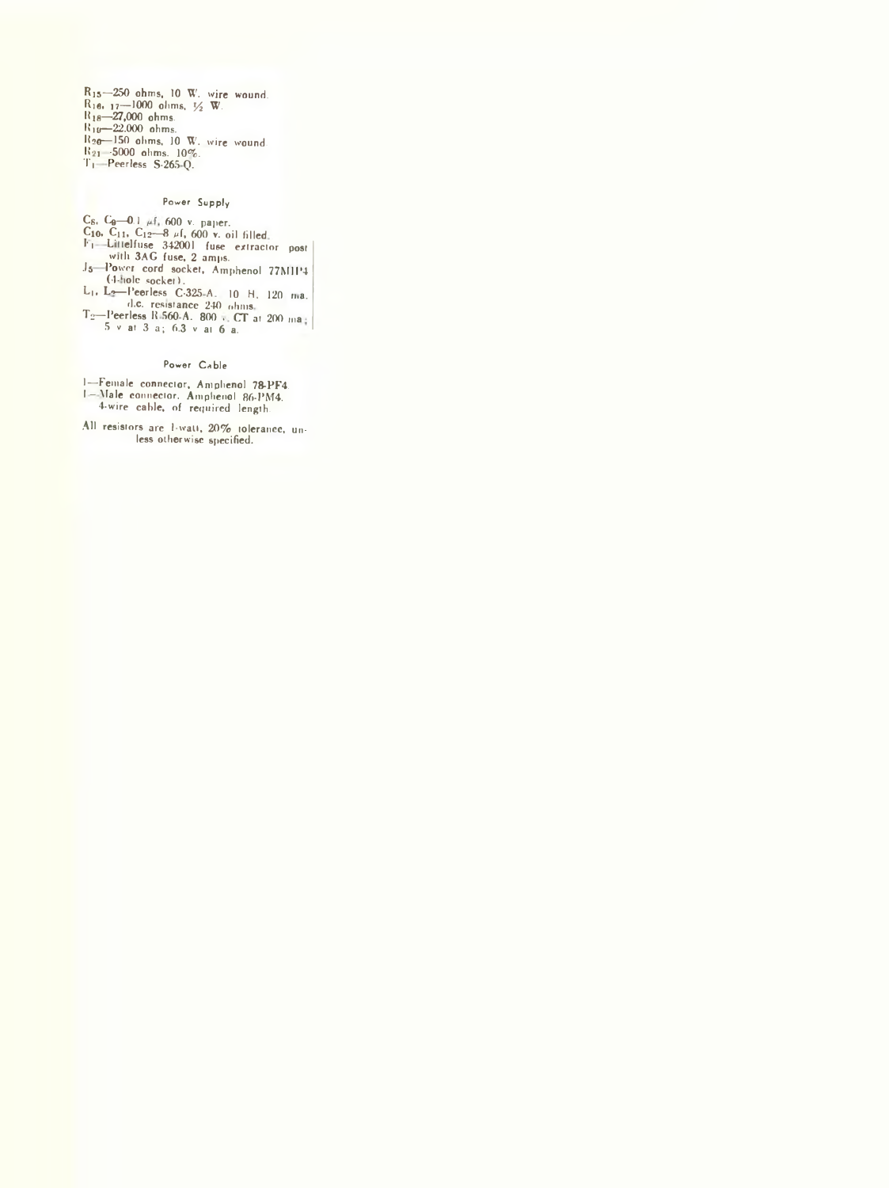$R_{15}$—250 ohms, 10 W. wire wound.
$R_{16, 17}$—1000 ohms, ½ W.
$R_{18}$—27,000 ohms.
$R_{19}$—22,000 ohms.
$R_{20}$—150 ohms, 10 W. wire wound.
$R_{21}$—5000 ohms. 10%.
$T_1$—Peerless S-265-Q.

### Power Supply

$C_8$, $C_9$—0.1 μf, 600 v. paper.
$C_{10}$, $C_{11}$, $C_{12}$—8 μf, 600 v. oil filled.
$F_1$—Littelfuse 342001 fuse extractor post with 3AG fuse, 2 amps.
$J_5$—Power cord socket, Amphenol 77MIP4 (4-hole socket).
$L_1$, $L_2$—Peerless C-325-A. 10 H. 120 ma. d.c. resistance 240 ohms.
$T_2$—Peerless R-560-A. 800 v. CT at 200 ma; 5 v at 3 a; 6.3 v at 6 a.

### Power Cable

1—Female connector, Amphenol 78-PF4.
1—Male connector, Amphenol 86-PM4.
4-wire cable, of required length.

All resistors are 1-watt, 20% tolerance, unless otherwise specified.